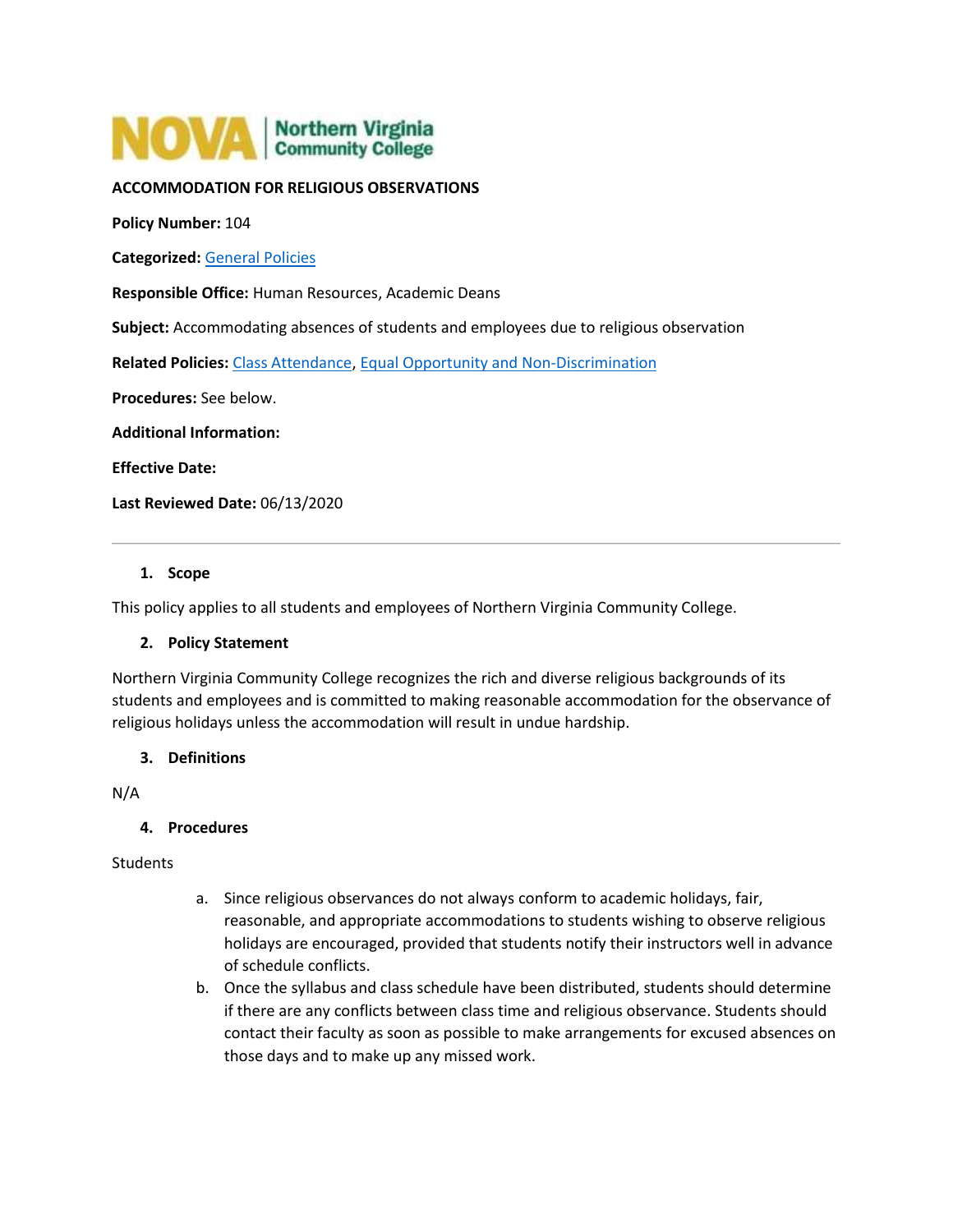NOVA | Northern Virginia Community College

# ACCOMMODATION FOR RELIGIOUS OBSERVATIONS

**Policy Number:** 104

**Categorized:** General Policies

**Responsible Office:** Human Resources, Academic Deans

**Subject:** Accommodating absences of students and employees due to religious observation

**Related Policies:** Class Attendance, Equal Opportunity and Non-Discrimination

**Procedures:** See below.

**Additional Information:**

**Effective Date:**

**Last Reviewed Date:** 06/13/2020

---

## 1. Scope

This policy applies to all students and employees of Northern Virginia Community College.

## 2. Policy Statement

Northern Virginia Community College recognizes the rich and diverse religious backgrounds of its students and employees and is committed to making reasonable accommodation for the observance of religious holidays unless the accommodation will result in undue hardship.

## 3. Definitions

N/A

## 4. Procedures

Students

a. Since religious observances do not always conform to academic holidays, fair, reasonable, and appropriate accommodations to students wishing to observe religious holidays are encouraged, provided that students notify their instructors well in advance of schedule conflicts.

b. Once the syllabus and class schedule have been distributed, students should determine if there are any conflicts between class time and religious observance. Students should contact their faculty as soon as possible to make arrangements for excused absences on those days and to make up any missed work.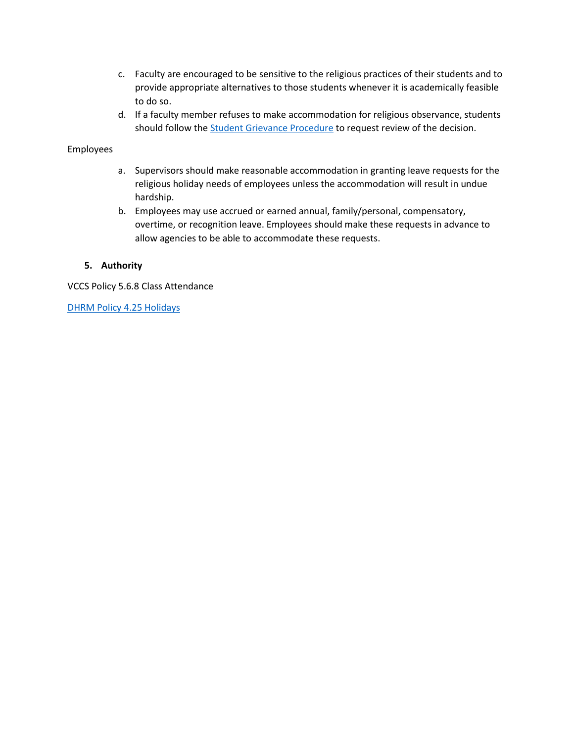c. Faculty are encouraged to be sensitive to the religious practices of their students and to provide appropriate alternatives to those students whenever it is academically feasible to do so.

d. If a faculty member refuses to make accommodation for religious observance, students should follow the [Student Grievance Procedure] to request review of the decision.

Employees

a. Supervisors should make reasonable accommodation in granting leave requests for the religious holiday needs of employees unless the accommodation will result in undue hardship.

b. Employees may use accrued or earned annual, family/personal, compensatory, overtime, or recognition leave. Employees should make these requests in advance to allow agencies to be able to accommodate these requests.

**5. Authority**

VCCS Policy 5.6.8 Class Attendance

[DHRM Policy 4.25 Holidays]